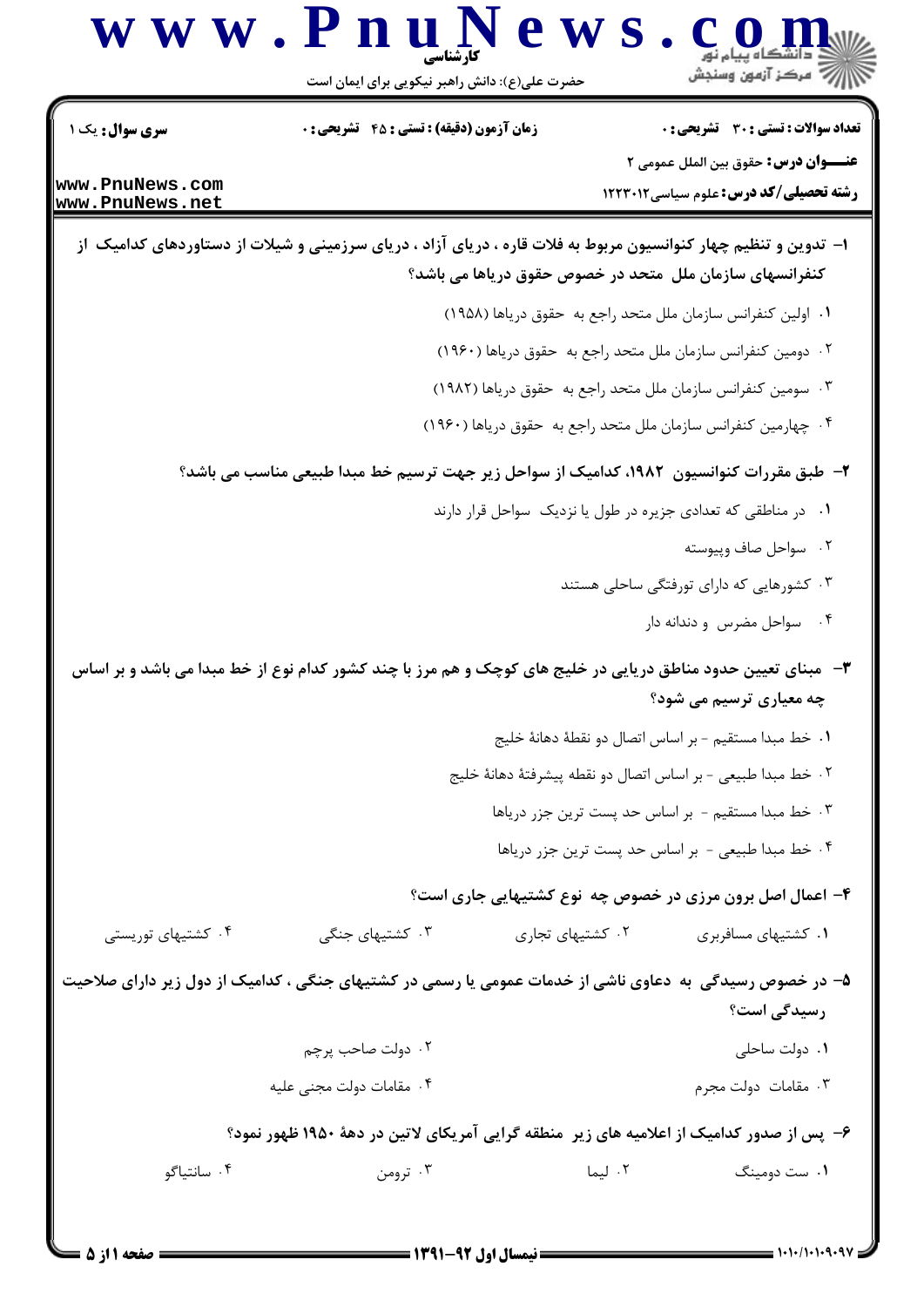**سری سوال:** یک ۱

**زمان آزمون (دقیقه) : تستی : ۴۵ تشریحی : ۰**

**تعداد سوالات : تستی : ۳۰ تشریحی : ۰**

**عنـــوان درس:** حقوق بین الملل عمومی ۲

**رشته تحصیلی/کد درس:** علوم سیاسی۱۲۲۳۰۱۲

**۱- تدوین و تنظیم چهار کنوانسیون مربوط به فلات قاره ، دریای آزاد ، دریای سرزمینی و شیلات از دستاوردهای کدامیک از کنفرانسهای سازمان ملل متحد در خصوص حقوق دریاها می باشد؟**

۱. اولین کنفرانس سازمان ملل متحد راجع به حقوق دریاها (۱۹۵۸)

۲. دومین کنفرانس سازمان ملل متحد راجع به حقوق دریاها (۱۹۶۰)

۳. سومین کنفرانس سازمان ملل متحد راجع به حقوق دریاها (۱۹۸۲)

۴. چهارمین کنفرانس سازمان ملل متحد راجع به حقوق دریاها (۱۹۶۰)

**۲- طبق مقررات کنوانسیون ۱۹۸۲، کدامیک از سواحل زیر جهت ترسیم خط مبدا طبیعی مناسب می باشد؟**

۱. در مناطقی که تعدادی جزیره در طول یا نزدیک سواحل قرار دارند

۲. سواحل صاف وپیوسته

۳. کشورهایی که دارای تورفتگی ساحلی هستند

۴. سواحل مضرس و دندانه دار

**۳- مبنای تعیین حدود مناطق دریایی در خلیج های کوچک و هم مرز با چند کشور کدام نوع از خط مبدا می باشد و بر اساس چه معیاری ترسیم می شود؟**

۱. خط مبدا مستقیم - بر اساس اتصال دو نقطهٔ دهانهٔ خلیج

۲. خط مبدا طبیعی - بر اساس اتصال دو نقطه پیشرفتهٔ دهانهٔ خلیج

۳. خط مبدا مستقیم - بر اساس حد پست ترین جزر دریاها

۴. خط مبدا طبیعی - بر اساس حد پست ترین جزر دریاها

**۴- اعمال اصل برون مرزی در خصوص چه نوع کشتیهایی جاری است؟**

۱. کشتیهای مسافربری

۲. کشتیهای تجاری

۳. کشتیهای جنگی

۴. کشتیهای توریستی

**۵- در خصوص رسیدگی به دعاوی ناشی از خدمات عمومی یا رسمی در کشتیهای جنگی ، کدامیک از دول زیر دارای صلاحیت رسیدگی است؟**

۱. دولت ساحلی

۲. دولت صاحب پرچم

۳. مقامات دولت مجرم

۴. مقامات دولت مجنی علیه

**۶- پس از صدور کدامیک از اعلامیه های زیر منطقه گرایی آمریکای لاتین در دههٔ ۱۹۵۰ ظهور نمود؟**

۱. ست دومینگ

۲. لیما

۳. ترومن

۴. سانتیاگو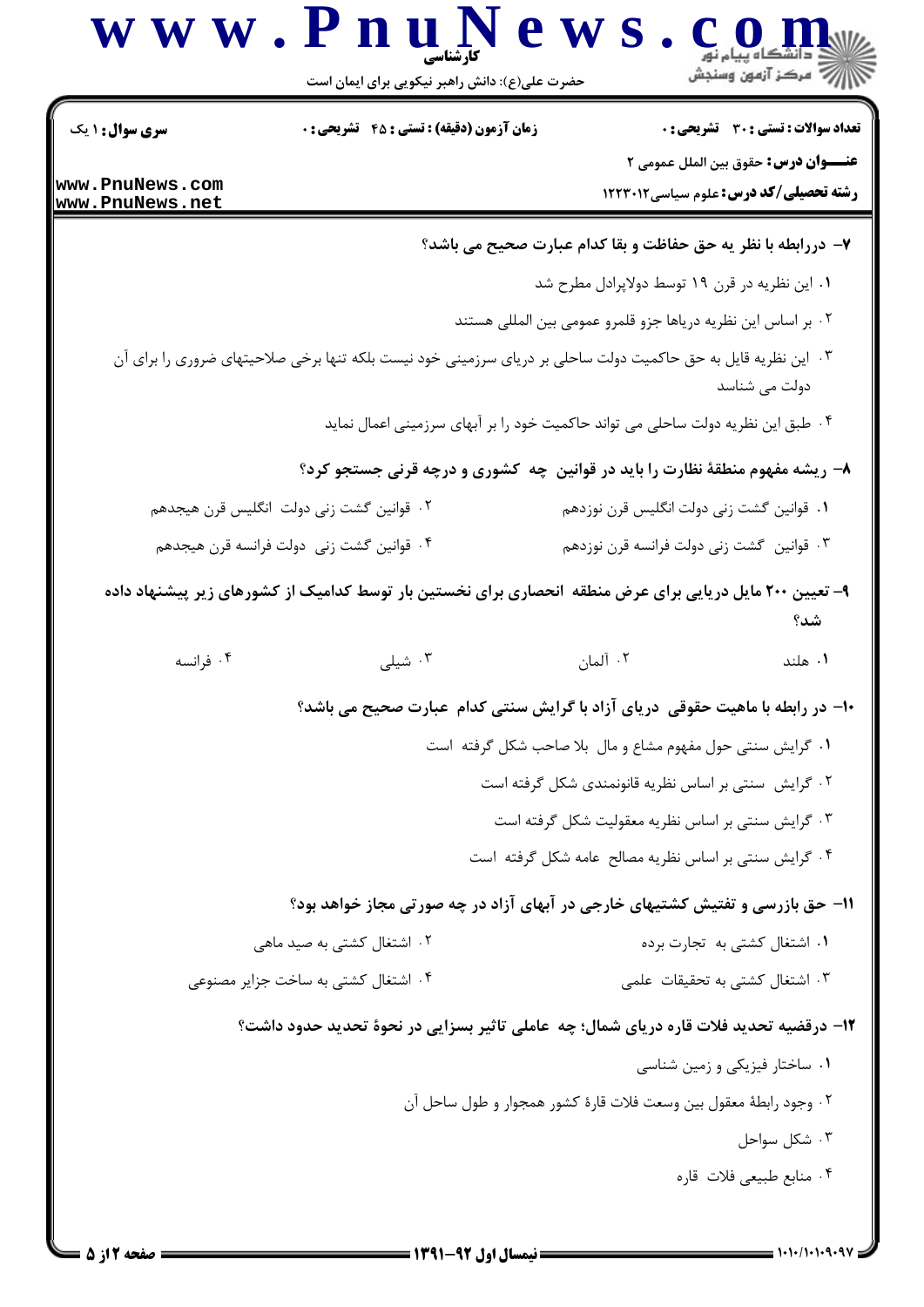**سری سوال:** ۱ یک

**زمان آزمون (دقیقه) : تستی : ۴۵ تشریحی : ۰**

**تعداد سوالات : تستی : ۳۰ تشریحی : ۰**

**عنـــوان درس:** حقوق بین الملل عمومی ۲

**رشته تحصیلی/کد درس:** علوم سیاسی۱۲۲۳۰۱۲

**۷- دررابطه با نظر یه حق حفاظت و بقا کدام عبارت صحیح می باشد؟**

۱. این نظریه در قرن ۱۹ توسط دولاپرادل مطرح شد

۲. بر اساس این نظریه دریاها جزو قلمرو عمومی بین المللی هستند

۳. این نظریه قایل به حق حاکمیت دولت ساحلی بر دریای سرزمینی خود نیست بلکه تنها برخی صلاحیتهای ضروری را برای آن دولت می شناسد

۴. طبق این نظریه دولت ساحلی می تواند حاکمیت خود را بر آبهای سرزمینی اعمال نماید

**۸- ریشه مفهوم منطقهٔ نظارت را باید در قوانین چه کشوری و درچه قرنی جستجو کرد؟**

۱. قوانین گشت زنی دولت انگلیس قرن نوزدهم

۲. قوانین گشت زنی دولت انگلیس قرن هیجدهم

۳. قوانین گشت زنی دولت فرانسه قرن نوزدهم

۴. قوانین گشت زنی دولت فرانسه قرن هیجدهم

**۹- تعیین ۲۰۰ مایل دریایی برای عرض منطقه انحصاری برای نخستین بار توسط کدامیک از کشورهای زیر پیشنهاد داده شد؟**

۱. هلند

۲. آلمان

۳. شیلی

۴. فرانسه

**۱۰- در رابطه با ماهیت حقوقی دریای آزاد با گرایش سنتی کدام عبارت صحیح می باشد؟**

۱. گرایش سنتی حول مفهوم مشاع و مال بلا صاحب شکل گرفته است

۲. گرایش سنتی بر اساس نظریه قانونمندی شکل گرفته است

۳. گرایش سنتی بر اساس نظریه معقولیت شکل گرفته است

۴. گرایش سنتی بر اساس نظریه مصالح عامه شکل گرفته است

**۱۱- حق بازرسی و تفتیش کشتیهای خارجی در آبهای آزاد در چه صورتی مجاز خواهد بود؟**

۱. اشتغال کشتی به تجارت برده

۲. اشتغال کشتی به صید ماهی

۳. اشتغال کشتی به تحقیقات علمی

۴. اشتغال کشتی به ساخت جزایر مصنوعی

**۱۲- درقضیه تحدید فلات قاره دریای شمال؛ چه عاملی تاثیر بسزایی در نحوهٔ تحدید حدود داشت؟**

۱. ساختار فیزیکی و زمین شناسی

۲. وجود رابطهٔ معقول بین وسعت فلات قارهٔ کشور همجوار و طول ساحل آن

۳. شکل سواحل

۴. منابع طبیعی فلات قاره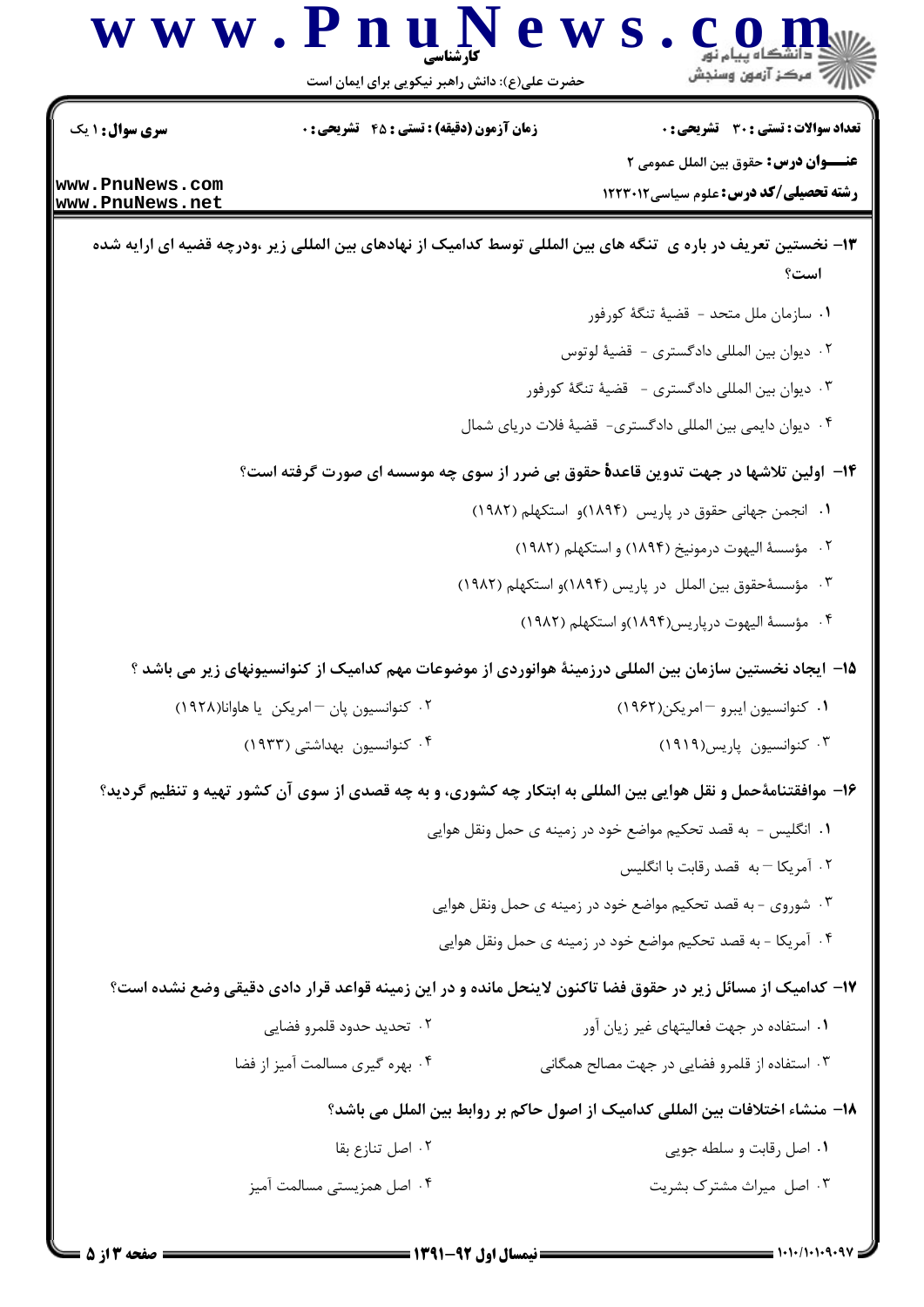۱۳- نخستین تعریف در باره ی تنگه های بین المللی توسط کدامیک از نهادهای بین المللی زیر ،ودرچه قضیه ای ارایه شده است؟

۱. سازمان ملل متحد - قضیهٔ تنگهٔ کورفور

۲. دیوان بین المللی دادگستری - قضیهٔ لوتوس

۳. دیوان بین المللی دادگستری - قضیهٔ تنگهٔ کورفور

۴. دیوان دایمی بین المللی دادگستری- قضیهٔ فلات دریای شمال

۱۴- اولین تلاشها در جهت تدوین قاعدهٔ حقوق بی ضرر از سوی چه موسسه ای صورت گرفته است؟

۱. انجمن جهانی حقوق در پاریس (۱۸۹۴)و استکهلم (۱۹۸۲)

۲. مؤسسهٔ الیهوت درمونیخ (۱۸۹۴) و استکهلم (۱۹۸۲)

۳. مؤسسهٔحقوق بین الملل در پاریس (۱۸۹۴)و استکهلم (۱۹۸۲)

۴. مؤسسهٔ الیهوت درپاریس(۱۸۹۴)و استکهلم (۱۹۸۲)

۱۵- ایجاد نخستین سازمان بین المللی درزمینهٔ هوانوردی از موضوعات مهم کدامیک از کنوانسیونهای زیر می باشد ؟

۱. کنوانسیون ایبرو – امریکن(۱۹۶۲)

۲. کنوانسیون پان – امریکن یا هاوانا(۱۹۲۸)

۳. کنوانسیون پاریس(۱۹۱۹)

۴. کنوانسیون بهداشتی (۱۹۳۳)

۱۶- موافقتنامهٔحمل و نقل هوایی بین المللی به ابتکار چه کشوری، و به چه قصدی از سوی آن کشور تهیه و تنظیم گردید؟

۱. انگلیس - به قصد تحکیم مواضع خود در زمینه ی حمل ونقل هوایی

۲. آمریکا – به قصد رقابت با انگلیس

۳. شوروی - به قصد تحکیم مواضع خود در زمینه ی حمل ونقل هوایی

۴. آمریکا - به قصد تحکیم مواضع خود در زمینه ی حمل ونقل هوایی

۱۷- کدامیک از مسائل زیر در حقوق فضا تاکنون لاینحل مانده و در این زمینه قواعد قرار دادی دقیقی وضع نشده است؟

۱. استفاده در جهت فعالیتهای غیر زیان آور

۲. تحدید حدود قلمرو فضایی

۳. استفاده از قلمرو فضایی در جهت مصالح همگانی

۴. بهره گیری مسالمت آمیز از فضا

۱۸- منشاء اختلافات بین المللی کدامیک از اصول حاکم بر روابط بین الملل می باشد؟

۱. اصل رقابت و سلطه جویی

۲. اصل تنازع بقا

۳. اصل میراث مشترک بشریت

۴. اصل همزیستی مسالمت آمیز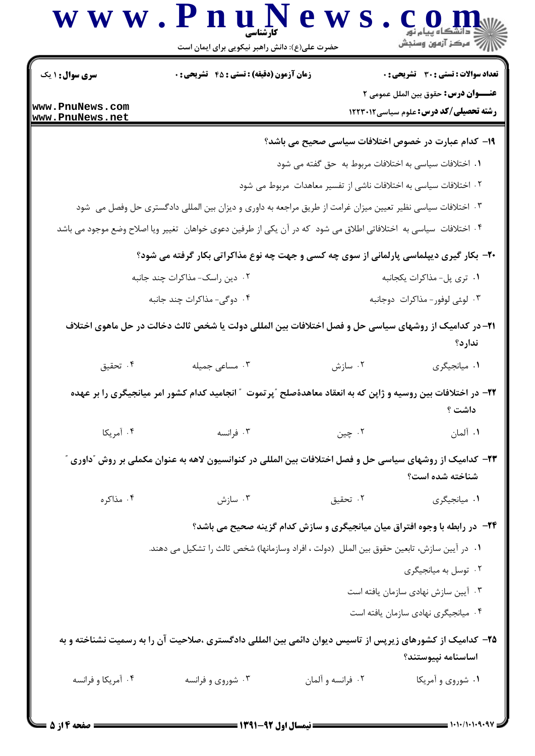**سری سوال:** ۱ یک

**زمان آزمون (دقیقه) : تستی : ۴۵ تشریحی : ۰**

**تعداد سوالات : تستی : ۳۰ تشریحی : ۰**

**عنــوان درس:** حقوق بین الملل عمومی ۲

**رشته تحصیلی/کد درس:** علوم سیاسی۱۲۲۳۰۱۲

**۱۹- کدام عبارت در خصوص اختلافات سیاسی صحیح می باشد؟**

۱. اختلافات سیاسی به اختلافات مربوط به حق گفته می شود

۲. اختلافات سیاسی به اختلافات ناشی از تفسیر معاهدات مربوط می شود

۳. اختلافات سیاسی نظیر تعیین میزان غرامت از طریق مراجعه به داوری و دیوان بین المللی دادگستری حل وفصل می شود

۴. اختلافات سیاسی به اختلافاتی اطلاق می شود که در آن یکی از طرفین دعوی خواهان تغییر ویا اصلاح وضع موجود می باشد

**۲۰- بکار گیری دیپلماسی پارلمانی از سوی چه کسی و جهت چه نوع مذاکراتی بکار گرفته می شود؟**

۱. تری پل- مذاکرات یکجانبه

۲. دین راسک- مذاکرات چند جانبه

۳. لوئی لوفور- مذاکرات دوجانبه

۴. دوگی- مذاکرات چند جانبه

**۲۱- در کدامیک از روشهای سیاسی حل و فصل اختلافات بین المللی دولت یا شخص ثالث دخالت در حل ماهوی اختلاف ندارد؟**

۱. میانجیگری

۲. سازش

۳. مساعی جمیله

۴. تحقیق

**۲۲- در اختلافات بین روسیه و ژاپن که به انعقاد معاهدهٔصلح "پرتموت " انجامید کدام کشور امر میانجیگری را بر عهده داشت ؟**

۱. آلمان

۲. چین

۳. فرانسه

۴. آمریکا

**۲۳- کدامیک از روشهای سیاسی حل و فصل اختلافات بین المللی در کنوانسیون لاهه به عنوان مکملی بر روش "داوری " شناخته شده است؟**

۱. میانجیگری

۲. تحقیق

۳. سازش

۴. مذاکره

**۲۴- در رابطه با وجوه افتراق میان میانجیگری و سازش کدام گزینه صحیح می باشد؟**

۱. در آیین سازش، تابعین حقوق بین الملل (دولت ، افراد وسازمانها) شخص ثالث را تشکیل می دهند.

۲. توسل به میانجیگری

۳. آیین سازش نهادی سازمان یافته است

۴. میانجیگری نهادی سازمان یافته است

**۲۵- کدامیک از کشورهای زیرپس از تاسیس دیوان دائمی بین المللی دادگستری ،صلاحیت آن را به رسمیت نشناخته و به اساسنامه نپیوستند؟**

۱. شوروی و آمریکا

۲. فرانسه و آلمان

۳. شوروی و فرانسه

۴. آمریکا و فرانسه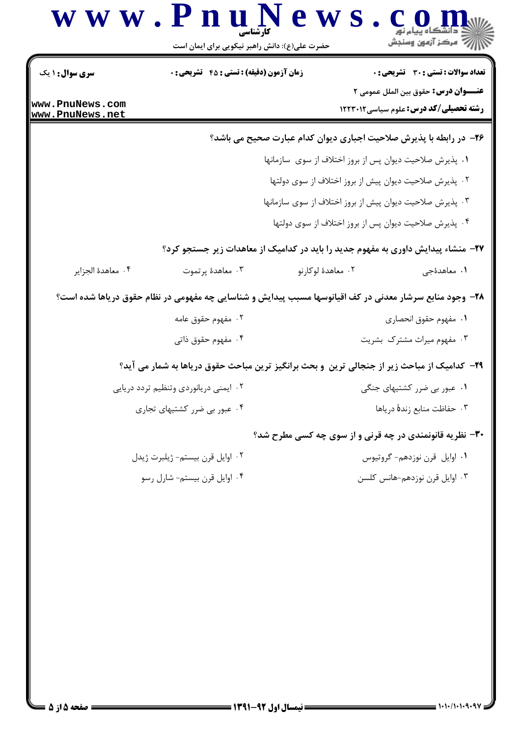**۲۶- در رابطه با پذیرش صلاحیت اجباری دیوان کدام عبارت صحیح می باشد؟**

۱. پذیرش صلاحیت دیوان پس از بروز اختلاف از سوی سازمانها

۲. پذیرش صلاحیت دیوان پیش از بروز اختلاف از سوی دولتها

۳. پذیرش صلاحیت دیوان پیش از بروز اختلاف از سوی سازمانها

۴. پذیرش صلاحیت دیوان پس از بروز اختلاف از سوی دولتها

**۲۷- منشاء پیدایش داوری به مفهوم جدید را باید در کدامیک از معاهدات زیر جستجو کرد؟**

۱. معاهدهٔجی

۲. معاهدهٔ لوکارنو

۳. معاهدهٔ پرتموت

۴. معاهدهٔ الجزایر

**۲۸- وجود منابع سرشار معدنی در کف اقیانوسها مسبب پیدایش و شناسایی چه مفهومی در نظام حقوق دریاها شده است؟**

۱. مفهوم حقوق انحصاری

۲. مفهوم حقوق عامه

۳. مفهوم میراث مشترک بشریت

۴. مفهوم حقوق ذاتی

**۲۹- کدامیک از مباحث زیر از جنجالی ترین و بحث برانگیز ترین مباحث حقوق دریاها به شمار می آید؟**

۱. عبور بی ضرر کشتیهای جنگی

۲. ایمنی دریانوردی وتنظیم تردد دریایی

۳. حفاظت منابع زندهٔ دریاها

۴. عبور بی ضرر کشتیهای تجاری

**۳۰- نظریه قانونمندی در چه قرنی و از سوی چه کسی مطرح شد؟**

۱. اوایل قرن نوزدهم- گروتیوس

۲. اوایل قرن بیستم- ژیلبرت ژیدل

۳. اوایل قرن نوزدهم-هانس کلسن

۴. اوایل قرن بیستم- شارل رسو